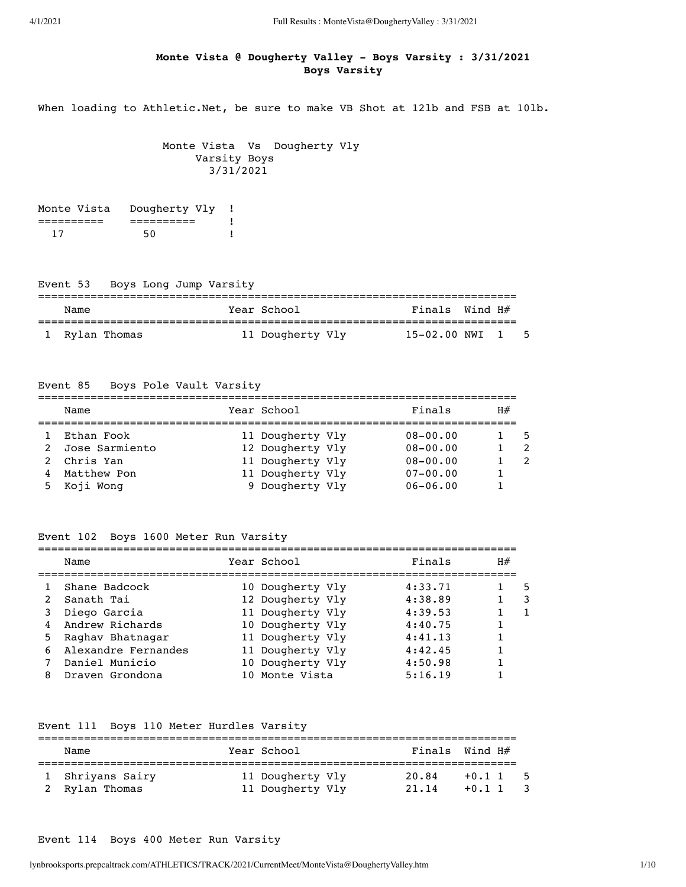# Monte Vista @ Dougherty Valley - Boys Varsity : 3/31/2021

## Boys Varsity

When loading to Athletic.Net, be sure to make VB Shot at 12lb and FSB at 10lb.

Monte Vista Vs Dougherty Vly
Varsity Boys
3/31/2021

| Monte Vista | Dougherty Vly |
|---|---|
| 17 | 50 |

### Event 53 Boys Long Jump Varsity

| | Name | Year | School | Finals | Wind | H# | |
|---|---|---|---|---|---|---|---|
| 1 | Rylan Thomas | 11 | Dougherty Vly | 15-02.00 | NWI | 1 | 5 |

### Event 85 Boys Pole Vault Varsity

| | Name | Year | School | Finals | H# | |
|---|---|---|---|---|---|---|
| 1 | Ethan Fook | 11 | Dougherty Vly | 08-00.00 | 1 | 5 |
| 2 | Jose Sarmiento | 12 | Dougherty Vly | 08-00.00 | 1 | 2 |
| 2 | Chris Yan | 11 | Dougherty Vly | 08-00.00 | 1 | 2 |
| 4 | Matthew Pon | 11 | Dougherty Vly | 07-00.00 | 1 | |
| 5 | Koji Wong | 9 | Dougherty Vly | 06-06.00 | 1 | |

### Event 102 Boys 1600 Meter Run Varsity

| | Name | Year | School | Finals | H# | |
|---|---|---|---|---|---|---|
| 1 | Shane Badcock | 10 | Dougherty Vly | 4:33.71 | 1 | 5 |
| 2 | Sanath Tai | 12 | Dougherty Vly | 4:38.89 | 1 | 3 |
| 3 | Diego Garcia | 11 | Dougherty Vly | 4:39.53 | 1 | 1 |
| 4 | Andrew Richards | 10 | Dougherty Vly | 4:40.75 | 1 | |
| 5 | Raghav Bhatnagar | 11 | Dougherty Vly | 4:41.13 | 1 | |
| 6 | Alexandre Fernandes | 11 | Dougherty Vly | 4:42.45 | 1 | |
| 7 | Daniel Municio | 10 | Dougherty Vly | 4:50.98 | 1 | |
| 8 | Draven Grondona | 10 | Monte Vista | 5:16.19 | 1 | |

### Event 111 Boys 110 Meter Hurdles Varsity

| | Name | Year | School | Finals | Wind | H# | |
|---|---|---|---|---|---|---|---|
| 1 | Shriyans Sairy | 11 | Dougherty Vly | 20.84 | +0.1 | 1 | 5 |
| 2 | Rylan Thomas | 11 | Dougherty Vly | 21.14 | +0.1 | 1 | 3 |

### Event 114 Boys 400 Meter Run Varsity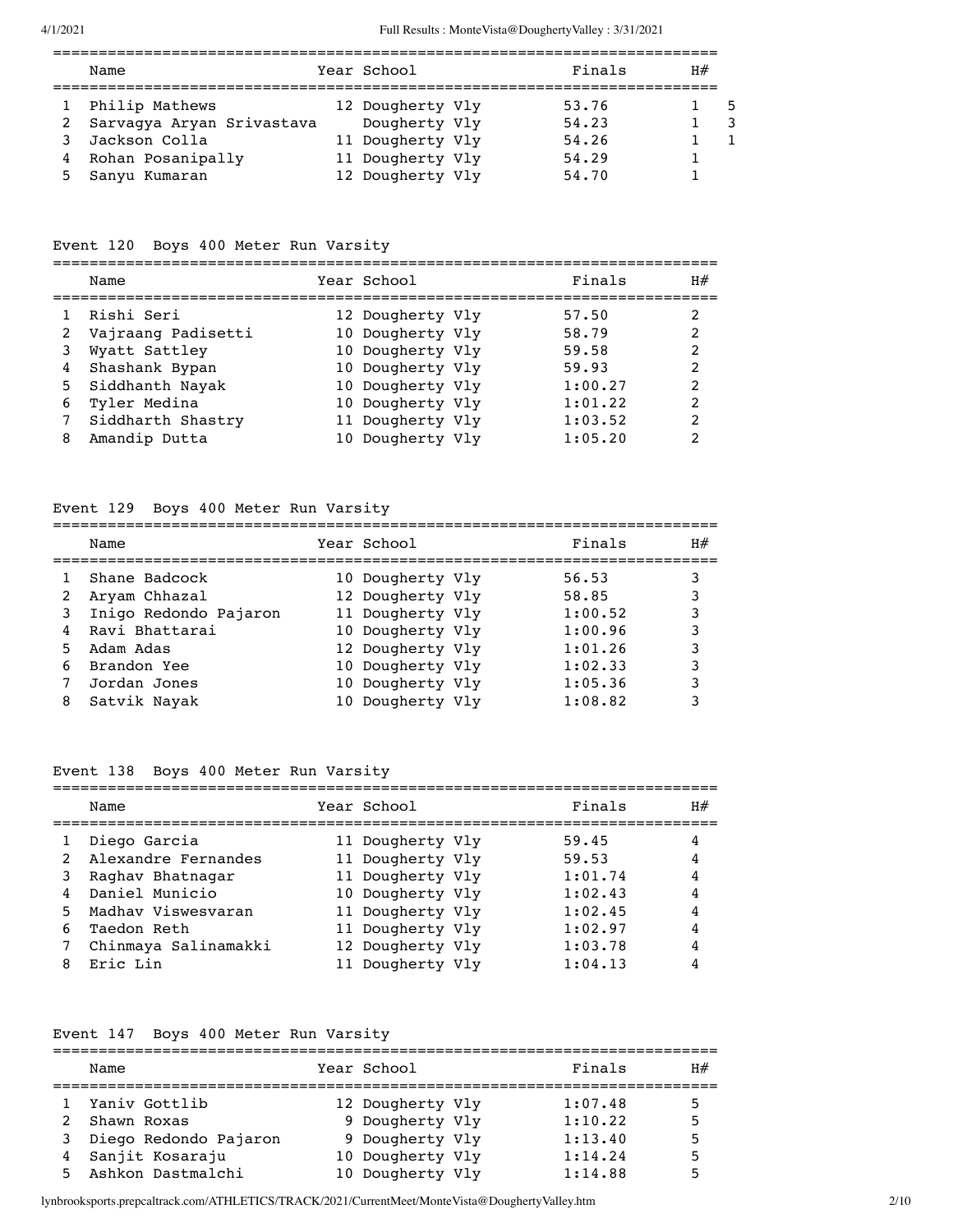| | Name | Year | School | Finals | H# | |
|---|---|---|---|---|---|---|
| 1 | Philip Mathews | 12 | Dougherty Vly | 53.76 | 1 | 5 |
| 2 | Sarvagya Aryan Srivastava | | Dougherty Vly | 54.23 | 1 | 3 |
| 3 | Jackson Colla | 11 | Dougherty Vly | 54.26 | 1 | 1 |
| 4 | Rohan Posanipally | 11 | Dougherty Vly | 54.29 | 1 | |
| 5 | Sanyu Kumaran | 12 | Dougherty Vly | 54.70 | 1 | |

### Event 120 Boys 400 Meter Run Varsity

| | Name | Year | School | Finals | H# |
|---|---|---|---|---|---|
| 1 | Rishi Seri | 12 | Dougherty Vly | 57.50 | 2 |
| 2 | Vajraang Padisetti | 10 | Dougherty Vly | 58.79 | 2 |
| 3 | Wyatt Sattley | 10 | Dougherty Vly | 59.58 | 2 |
| 4 | Shashank Bypan | 10 | Dougherty Vly | 59.93 | 2 |
| 5 | Siddhanth Nayak | 10 | Dougherty Vly | 1:00.27 | 2 |
| 6 | Tyler Medina | 10 | Dougherty Vly | 1:01.22 | 2 |
| 7 | Siddharth Shastry | 11 | Dougherty Vly | 1:03.52 | 2 |
| 8 | Amandip Dutta | 10 | Dougherty Vly | 1:05.20 | 2 |

### Event 129 Boys 400 Meter Run Varsity

| | Name | Year | School | Finals | H# |
|---|---|---|---|---|---|
| 1 | Shane Badcock | 10 | Dougherty Vly | 56.53 | 3 |
| 2 | Aryam Chhazal | 12 | Dougherty Vly | 58.85 | 3 |
| 3 | Inigo Redondo Pajaron | 11 | Dougherty Vly | 1:00.52 | 3 |
| 4 | Ravi Bhattarai | 10 | Dougherty Vly | 1:00.96 | 3 |
| 5 | Adam Adas | 12 | Dougherty Vly | 1:01.26 | 3 |
| 6 | Brandon Yee | 10 | Dougherty Vly | 1:02.33 | 3 |
| 7 | Jordan Jones | 10 | Dougherty Vly | 1:05.36 | 3 |
| 8 | Satvik Nayak | 10 | Dougherty Vly | 1:08.82 | 3 |

### Event 138 Boys 400 Meter Run Varsity

| | Name | Year | School | Finals | H# |
|---|---|---|---|---|---|
| 1 | Diego Garcia | 11 | Dougherty Vly | 59.45 | 4 |
| 2 | Alexandre Fernandes | 11 | Dougherty Vly | 59.53 | 4 |
| 3 | Raghav Bhatnagar | 11 | Dougherty Vly | 1:01.74 | 4 |
| 4 | Daniel Municio | 10 | Dougherty Vly | 1:02.43 | 4 |
| 5 | Madhav Viswesvaran | 11 | Dougherty Vly | 1:02.45 | 4 |
| 6 | Taedon Reth | 11 | Dougherty Vly | 1:02.97 | 4 |
| 7 | Chinmaya Salinamakki | 12 | Dougherty Vly | 1:03.78 | 4 |
| 8 | Eric Lin | 11 | Dougherty Vly | 1:04.13 | 4 |

### Event 147 Boys 400 Meter Run Varsity

| | Name | Year | School | Finals | H# |
|---|---|---|---|---|---|
| 1 | Yaniv Gottlib | 12 | Dougherty Vly | 1:07.48 | 5 |
| 2 | Shawn Roxas | 9 | Dougherty Vly | 1:10.22 | 5 |
| 3 | Diego Redondo Pajaron | 9 | Dougherty Vly | 1:13.40 | 5 |
| 4 | Sanjit Kosaraju | 10 | Dougherty Vly | 1:14.24 | 5 |
| 5 | Ashkon Dastmalchi | 10 | Dougherty Vly | 1:14.88 | 5 |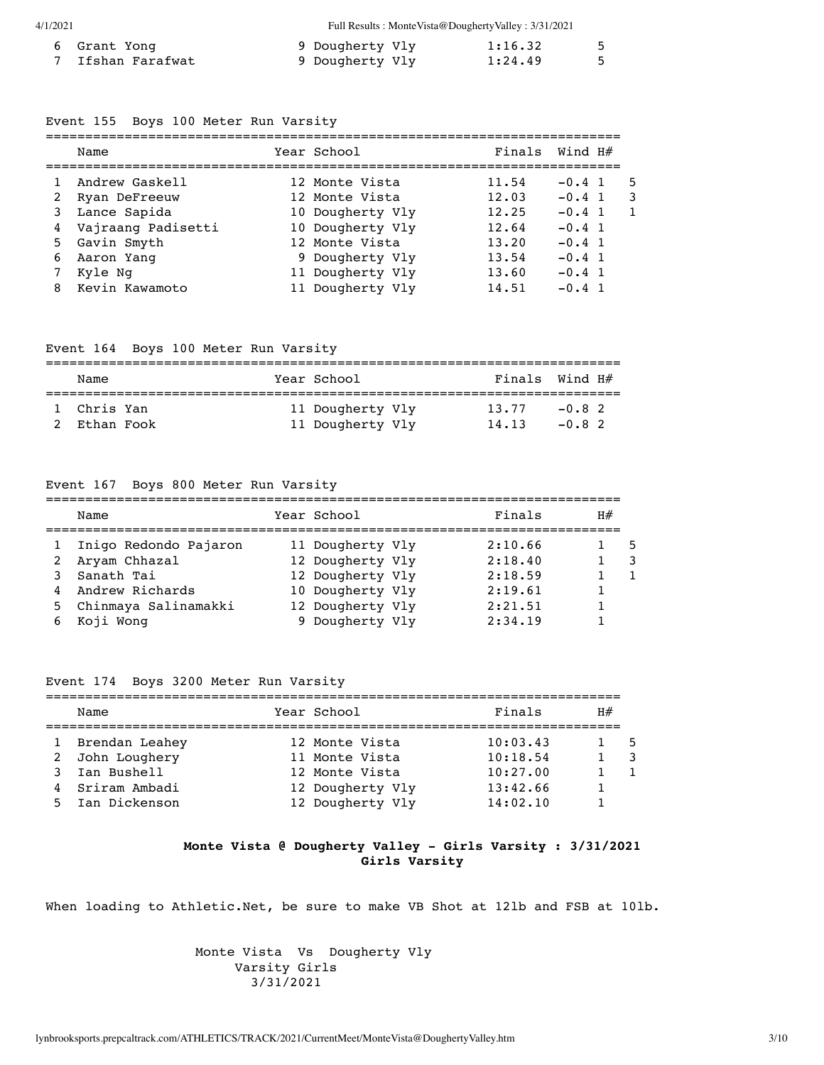| | | | | |
|---|---|---|---|---|
| 6 | Grant Yong | 9 Dougherty Vly | 1:16.32 | 5 |
| 7 | Ifshan Farafwat | 9 Dougherty Vly | 1:24.49 | 5 |

Event 155 Boys 100 Meter Run Varsity

| | Name | Year | School | Finals | Wind | H# | |
|---|---|---|---|---|---|---|---|
| 1 | Andrew Gaskell | 12 | Monte Vista | 11.54 | -0.4 | 1 | 5 |
| 2 | Ryan DeFreeuw | 12 | Monte Vista | 12.03 | -0.4 | 1 | 3 |
| 3 | Lance Sapida | 10 | Dougherty Vly | 12.25 | -0.4 | 1 | 1 |
| 4 | Vajraang Padisetti | 10 | Dougherty Vly | 12.64 | -0.4 | 1 | |
| 5 | Gavin Smyth | 12 | Monte Vista | 13.20 | -0.4 | 1 | |
| 6 | Aaron Yang | 9 | Dougherty Vly | 13.54 | -0.4 | 1 | |
| 7 | Kyle Ng | 11 | Dougherty Vly | 13.60 | -0.4 | 1 | |
| 8 | Kevin Kawamoto | 11 | Dougherty Vly | 14.51 | -0.4 | 1 | |

Event 164 Boys 100 Meter Run Varsity

| | Name | Year | School | Finals | Wind | H# |
|---|---|---|---|---|---|---|
| 1 | Chris Yan | 11 | Dougherty Vly | 13.77 | -0.8 | 2 |
| 2 | Ethan Fook | 11 | Dougherty Vly | 14.13 | -0.8 | 2 |

Event 167 Boys 800 Meter Run Varsity

| | Name | Year | School | Finals | H# | |
|---|---|---|---|---|---|---|
| 1 | Inigo Redondo Pajaron | 11 | Dougherty Vly | 2:10.66 | 1 | 5 |
| 2 | Aryam Chhazal | 12 | Dougherty Vly | 2:18.40 | 1 | 3 |
| 3 | Sanath Tai | 12 | Dougherty Vly | 2:18.59 | 1 | 1 |
| 4 | Andrew Richards | 10 | Dougherty Vly | 2:19.61 | 1 | |
| 5 | Chinmaya Salinamakki | 12 | Dougherty Vly | 2:21.51 | 1 | |
| 6 | Koji Wong | 9 | Dougherty Vly | 2:34.19 | 1 | |

Event 174 Boys 3200 Meter Run Varsity

| | Name | Year | School | Finals | H# | |
|---|---|---|---|---|---|---|
| 1 | Brendan Leahey | 12 | Monte Vista | 10:03.43 | 1 | 5 |
| 2 | John Loughery | 11 | Monte Vista | 10:18.54 | 1 | 3 |
| 3 | Ian Bushell | 12 | Monte Vista | 10:27.00 | 1 | 1 |
| 4 | Sriram Ambadi | 12 | Dougherty Vly | 13:42.66 | 1 | |
| 5 | Ian Dickenson | 12 | Dougherty Vly | 14:02.10 | 1 | |

**Monte Vista @ Dougherty Valley - Girls Varsity : 3/31/2021**
**Girls Varsity**

When loading to Athletic.Net, be sure to make VB Shot at 12lb and FSB at 10lb.

Monte Vista Vs Dougherty Vly
Varsity Girls
3/31/2021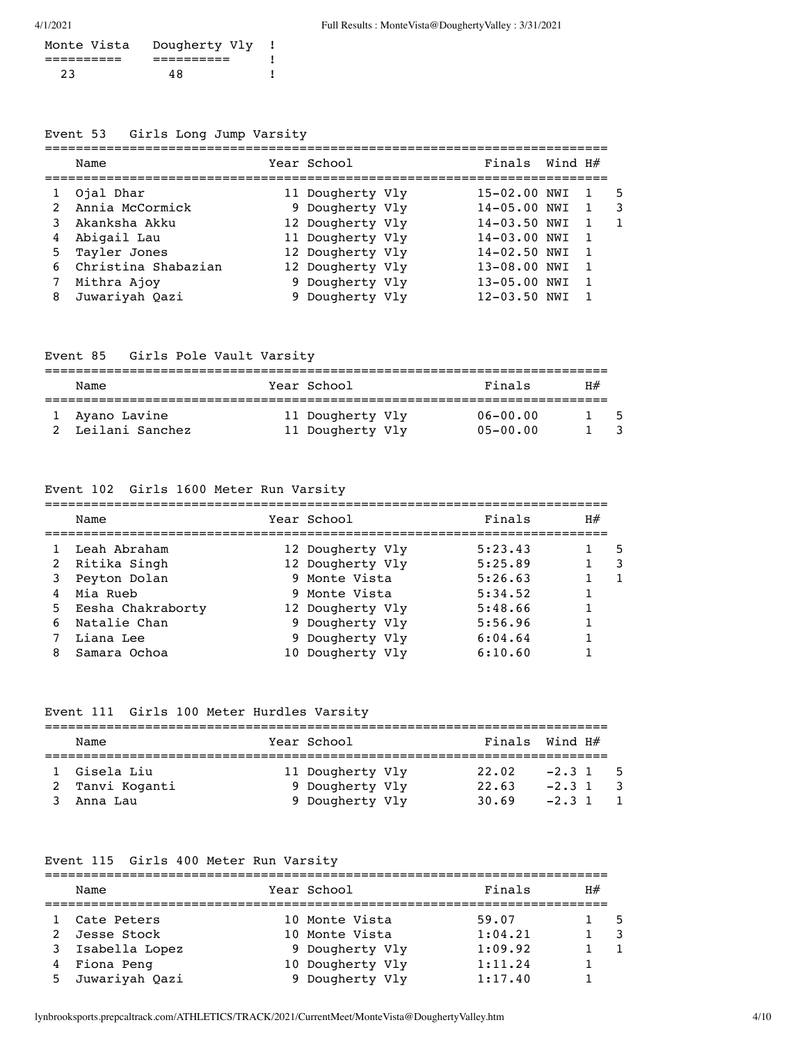| Monte Vista | Dougherty Vly |
|---|---|
| 23 | 48 |

### Event 53 Girls Long Jump Varsity

| | Name | Year | School | Finals | Wind | H# | |
|---|---|---|---|---|---|---|---|
| 1 | Ojal Dhar | 11 | Dougherty Vly | 15-02.00 | NWI | 1 | 5 |
| 2 | Annia McCormick | 9 | Dougherty Vly | 14-05.00 | NWI | 1 | 3 |
| 3 | Akanksha Akku | 12 | Dougherty Vly | 14-03.50 | NWI | 1 | 1 |
| 4 | Abigail Lau | 11 | Dougherty Vly | 14-03.00 | NWI | 1 | |
| 5 | Tayler Jones | 12 | Dougherty Vly | 14-02.50 | NWI | 1 | |
| 6 | Christina Shabazian | 12 | Dougherty Vly | 13-08.00 | NWI | 1 | |
| 7 | Mithra Ajoy | 9 | Dougherty Vly | 13-05.00 | NWI | 1 | |
| 8 | Juwariyah Qazi | 9 | Dougherty Vly | 12-03.50 | NWI | 1 | |

### Event 85 Girls Pole Vault Varsity

| | Name | Year | School | Finals | H# | |
|---|---|---|---|---|---|---|
| 1 | Ayano Lavine | 11 | Dougherty Vly | 06-00.00 | 1 | 5 |
| 2 | Leilani Sanchez | 11 | Dougherty Vly | 05-00.00 | 1 | 3 |

### Event 102 Girls 1600 Meter Run Varsity

| | Name | Year | School | Finals | H# | |
|---|---|---|---|---|---|---|
| 1 | Leah Abraham | 12 | Dougherty Vly | 5:23.43 | 1 | 5 |
| 2 | Ritika Singh | 12 | Dougherty Vly | 5:25.89 | 1 | 3 |
| 3 | Peyton Dolan | 9 | Monte Vista | 5:26.63 | 1 | 1 |
| 4 | Mia Rueb | 9 | Monte Vista | 5:34.52 | 1 | |
| 5 | Eesha Chakraborty | 12 | Dougherty Vly | 5:48.66 | 1 | |
| 6 | Natalie Chan | 9 | Dougherty Vly | 5:56.96 | 1 | |
| 7 | Liana Lee | 9 | Dougherty Vly | 6:04.64 | 1 | |
| 8 | Samara Ochoa | 10 | Dougherty Vly | 6:10.60 | 1 | |

### Event 111 Girls 100 Meter Hurdles Varsity

| | Name | Year | School | Finals | Wind | H# | |
|---|---|---|---|---|---|---|---|
| 1 | Gisela Liu | 11 | Dougherty Vly | 22.02 | -2.3 | 1 | 5 |
| 2 | Tanvi Koganti | 9 | Dougherty Vly | 22.63 | -2.3 | 1 | 3 |
| 3 | Anna Lau | 9 | Dougherty Vly | 30.69 | -2.3 | 1 | 1 |

### Event 115 Girls 400 Meter Run Varsity

| | Name | Year | School | Finals | H# | |
|---|---|---|---|---|---|---|
| 1 | Cate Peters | 10 | Monte Vista | 59.07 | 1 | 5 |
| 2 | Jesse Stock | 10 | Monte Vista | 1:04.21 | 1 | 3 |
| 3 | Isabella Lopez | 9 | Dougherty Vly | 1:09.92 | 1 | 1 |
| 4 | Fiona Peng | 10 | Dougherty Vly | 1:11.24 | 1 | |
| 5 | Juwariyah Qazi | 9 | Dougherty Vly | 1:17.40 | 1 | |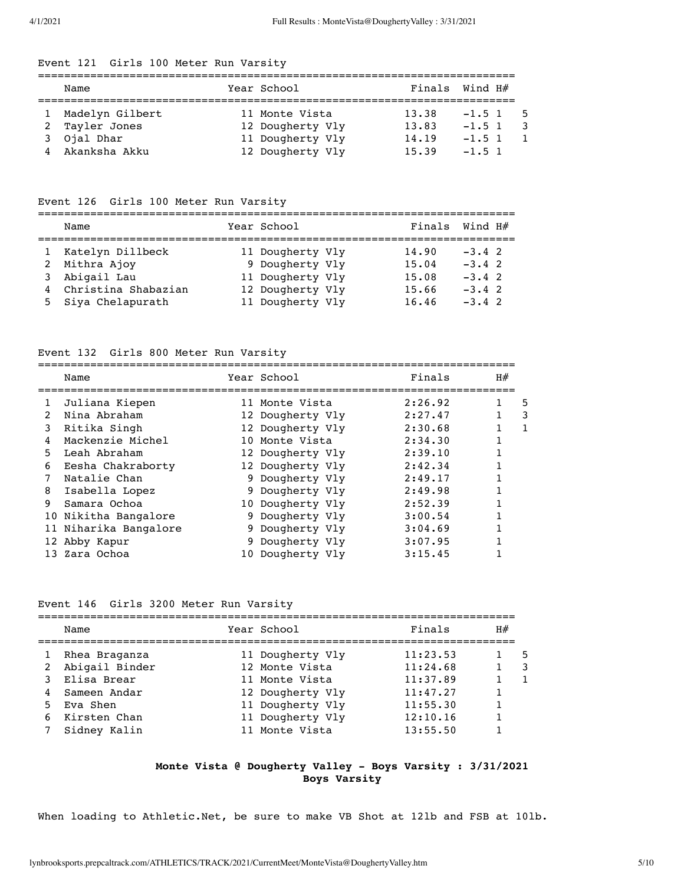Event 121  Girls 100 Meter Run Varsity

| | Name | Year | School | Finals | Wind | H# | |
|---|---|---|---|---|---|---|---|
| 1 | Madelyn Gilbert | 11 | Monte Vista | 13.38 | -1.5 | 1 | 5 |
| 2 | Tayler Jones | 12 | Dougherty Vly | 13.83 | -1.5 | 1 | 3 |
| 3 | Ojal Dhar | 11 | Dougherty Vly | 14.19 | -1.5 | 1 | 1 |
| 4 | Akanksha Akku | 12 | Dougherty Vly | 15.39 | -1.5 | 1 | |

Event 126  Girls 100 Meter Run Varsity

| | Name | Year | School | Finals | Wind | H# |
|---|---|---|---|---|---|---|
| 1 | Katelyn Dillbeck | 11 | Dougherty Vly | 14.90 | -3.4 | 2 |
| 2 | Mithra Ajoy | 9 | Dougherty Vly | 15.04 | -3.4 | 2 |
| 3 | Abigail Lau | 11 | Dougherty Vly | 15.08 | -3.4 | 2 |
| 4 | Christina Shabazian | 12 | Dougherty Vly | 15.66 | -3.4 | 2 |
| 5 | Siya Chelapurath | 11 | Dougherty Vly | 16.46 | -3.4 | 2 |

Event 132  Girls 800 Meter Run Varsity

| | Name | Year | School | Finals | H# | |
|---|---|---|---|---|---|---|
| 1 | Juliana Kiepen | 11 | Monte Vista | 2:26.92 | 1 | 5 |
| 2 | Nina Abraham | 12 | Dougherty Vly | 2:27.47 | 1 | 3 |
| 3 | Ritika Singh | 12 | Dougherty Vly | 2:30.68 | 1 | 1 |
| 4 | Mackenzie Michel | 10 | Monte Vista | 2:34.30 | 1 | |
| 5 | Leah Abraham | 12 | Dougherty Vly | 2:39.10 | 1 | |
| 6 | Eesha Chakraborty | 12 | Dougherty Vly | 2:42.34 | 1 | |
| 7 | Natalie Chan | 9 | Dougherty Vly | 2:49.17 | 1 | |
| 8 | Isabella Lopez | 9 | Dougherty Vly | 2:49.98 | 1 | |
| 9 | Samara Ochoa | 10 | Dougherty Vly | 2:52.39 | 1 | |
| 10 | Nikitha Bangalore | 9 | Dougherty Vly | 3:00.54 | 1 | |
| 11 | Niharika Bangalore | 9 | Dougherty Vly | 3:04.69 | 1 | |
| 12 | Abby Kapur | 9 | Dougherty Vly | 3:07.95 | 1 | |
| 13 | Zara Ochoa | 10 | Dougherty Vly | 3:15.45 | 1 | |

Event 146  Girls 3200 Meter Run Varsity

| | Name | Year | School | Finals | H# | |
|---|---|---|---|---|---|---|
| 1 | Rhea Braganza | 11 | Dougherty Vly | 11:23.53 | 1 | 5 |
| 2 | Abigail Binder | 12 | Monte Vista | 11:24.68 | 1 | 3 |
| 3 | Elisa Brear | 11 | Monte Vista | 11:37.89 | 1 | 1 |
| 4 | Sameen Andar | 12 | Dougherty Vly | 11:47.27 | 1 | |
| 5 | Eva Shen | 11 | Dougherty Vly | 11:55.30 | 1 | |
| 6 | Kirsten Chan | 11 | Dougherty Vly | 12:10.16 | 1 | |
| 7 | Sidney Kalin | 11 | Monte Vista | 13:55.50 | 1 | |

**Monte Vista @ Dougherty Valley - Boys Varsity : 3/31/2021**
**Boys Varsity**

When loading to Athletic.Net, be sure to make VB Shot at 12lb and FSB at 10lb.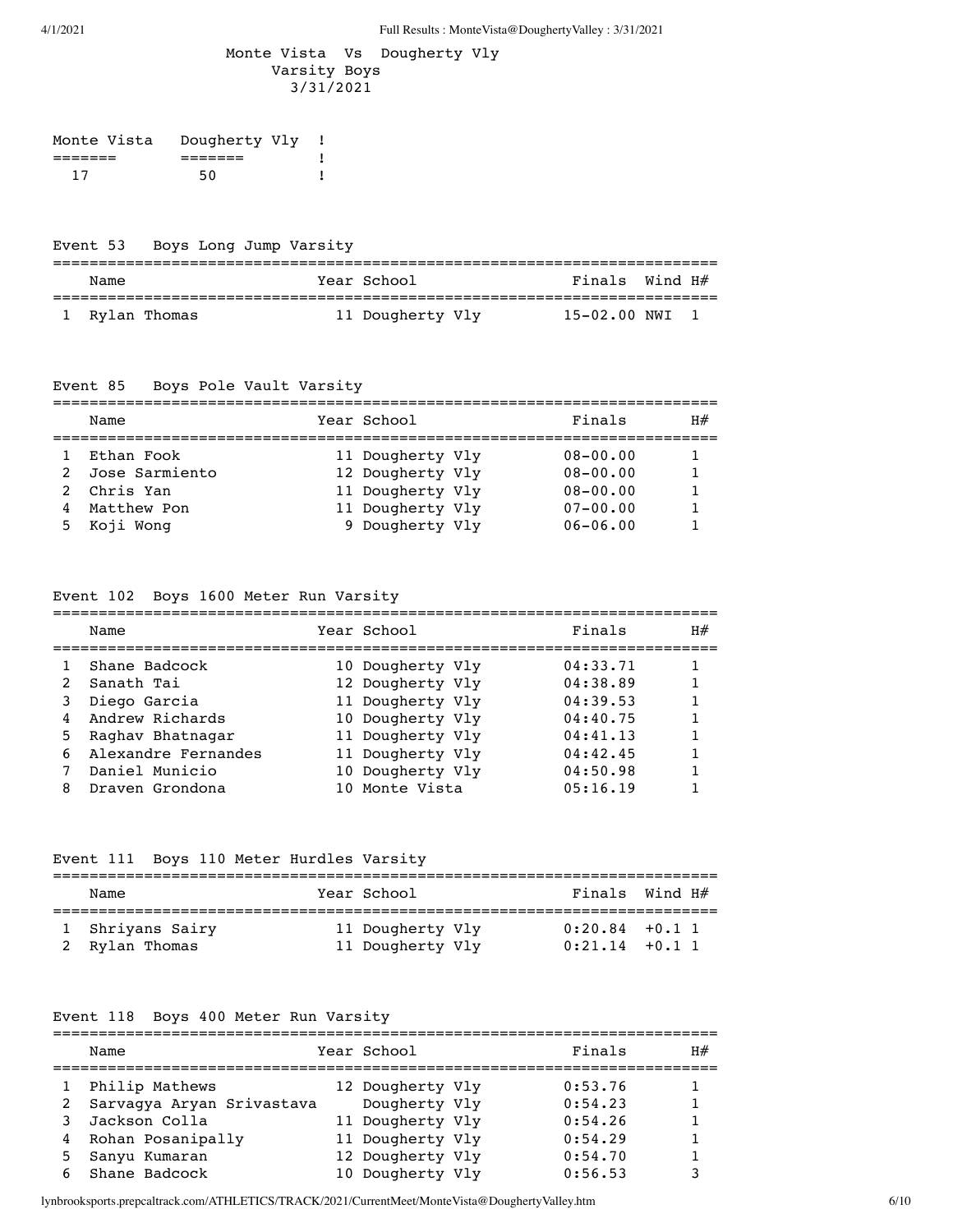Monte Vista Vs Dougherty Vly
Varsity Boys
3/31/2021

| Monte Vista | Dougherty Vly |
|---|---|
| 17 | 50 |

### Event 53 Boys Long Jump Varsity

| | Name | Year | School | Finals | Wind | H# |
|---|---|---|---|---|---|---|
| 1 | Rylan Thomas | 11 | Dougherty Vly | 15-02.00 | NWI | 1 |

### Event 85 Boys Pole Vault Varsity

| | Name | Year | School | Finals | H# |
|---|---|---|---|---|---|
| 1 | Ethan Fook | 11 | Dougherty Vly | 08-00.00 | 1 |
| 2 | Jose Sarmiento | 12 | Dougherty Vly | 08-00.00 | 1 |
| 2 | Chris Yan | 11 | Dougherty Vly | 08-00.00 | 1 |
| 4 | Matthew Pon | 11 | Dougherty Vly | 07-00.00 | 1 |
| 5 | Koji Wong | 9 | Dougherty Vly | 06-06.00 | 1 |

### Event 102 Boys 1600 Meter Run Varsity

| | Name | Year | School | Finals | H# |
|---|---|---|---|---|---|
| 1 | Shane Badcock | 10 | Dougherty Vly | 04:33.71 | 1 |
| 2 | Sanath Tai | 12 | Dougherty Vly | 04:38.89 | 1 |
| 3 | Diego Garcia | 11 | Dougherty Vly | 04:39.53 | 1 |
| 4 | Andrew Richards | 10 | Dougherty Vly | 04:40.75 | 1 |
| 5 | Raghav Bhatnagar | 11 | Dougherty Vly | 04:41.13 | 1 |
| 6 | Alexandre Fernandes | 11 | Dougherty Vly | 04:42.45 | 1 |
| 7 | Daniel Municio | 10 | Dougherty Vly | 04:50.98 | 1 |
| 8 | Draven Grondona | 10 | Monte Vista | 05:16.19 | 1 |

### Event 111 Boys 110 Meter Hurdles Varsity

| | Name | Year | School | Finals | Wind | H# |
|---|---|---|---|---|---|---|
| 1 | Shriyans Sairy | 11 | Dougherty Vly | 0:20.84 | +0.1 | 1 |
| 2 | Rylan Thomas | 11 | Dougherty Vly | 0:21.14 | +0.1 | 1 |

### Event 118 Boys 400 Meter Run Varsity

| | Name | Year | School | Finals | H# |
|---|---|---|---|---|---|
| 1 | Philip Mathews | 12 | Dougherty Vly | 0:53.76 | 1 |
| 2 | Sarvagya Aryan Srivastava | | Dougherty Vly | 0:54.23 | 1 |
| 3 | Jackson Colla | 11 | Dougherty Vly | 0:54.26 | 1 |
| 4 | Rohan Posanipally | 11 | Dougherty Vly | 0:54.29 | 1 |
| 5 | Sanyu Kumaran | 12 | Dougherty Vly | 0:54.70 | 1 |
| 6 | Shane Badcock | 10 | Dougherty Vly | 0:56.53 | 3 |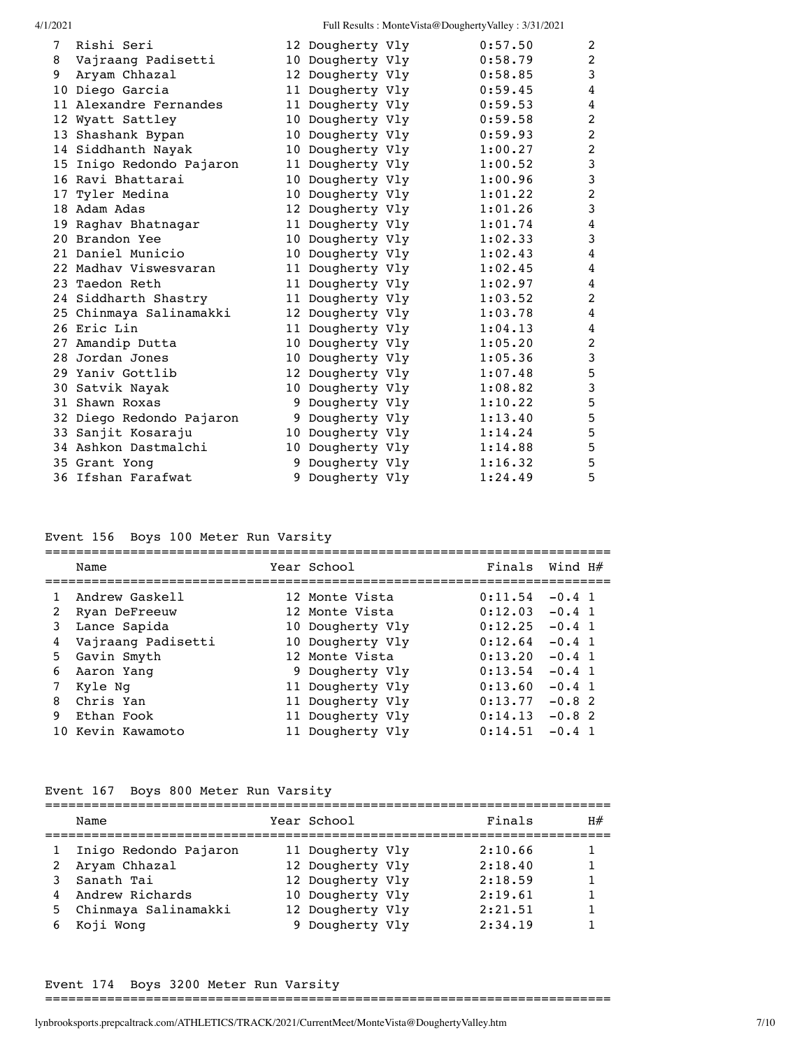| | Name | Year | School | Finals | H# |
|---|---|---|---|---|---|
| 7 | Rishi Seri | 12 | Dougherty Vly | 0:57.50 | 2 |
| 8 | Vajraang Padisetti | 10 | Dougherty Vly | 0:58.79 | 2 |
| 9 | Aryam Chhazal | 12 | Dougherty Vly | 0:58.85 | 3 |
| 10 | Diego Garcia | 11 | Dougherty Vly | 0:59.45 | 4 |
| 11 | Alexandre Fernandes | 11 | Dougherty Vly | 0:59.53 | 4 |
| 12 | Wyatt Sattley | 10 | Dougherty Vly | 0:59.58 | 2 |
| 13 | Shashank Bypan | 10 | Dougherty Vly | 0:59.93 | 2 |
| 14 | Siddhanth Nayak | 10 | Dougherty Vly | 1:00.27 | 2 |
| 15 | Inigo Redondo Pajaron | 11 | Dougherty Vly | 1:00.52 | 3 |
| 16 | Ravi Bhattarai | 10 | Dougherty Vly | 1:00.96 | 3 |
| 17 | Tyler Medina | 10 | Dougherty Vly | 1:01.22 | 2 |
| 18 | Adam Adas | 12 | Dougherty Vly | 1:01.26 | 3 |
| 19 | Raghav Bhatnagar | 11 | Dougherty Vly | 1:01.74 | 4 |
| 20 | Brandon Yee | 10 | Dougherty Vly | 1:02.33 | 3 |
| 21 | Daniel Municio | 10 | Dougherty Vly | 1:02.43 | 4 |
| 22 | Madhav Viswesvaran | 11 | Dougherty Vly | 1:02.45 | 4 |
| 23 | Taedon Reth | 11 | Dougherty Vly | 1:02.97 | 4 |
| 24 | Siddharth Shastry | 11 | Dougherty Vly | 1:03.52 | 2 |
| 25 | Chinmaya Salinamakki | 12 | Dougherty Vly | 1:03.78 | 4 |
| 26 | Eric Lin | 11 | Dougherty Vly | 1:04.13 | 4 |
| 27 | Amandip Dutta | 10 | Dougherty Vly | 1:05.20 | 2 |
| 28 | Jordan Jones | 10 | Dougherty Vly | 1:05.36 | 3 |
| 29 | Yaniv Gottlib | 12 | Dougherty Vly | 1:07.48 | 5 |
| 30 | Satvik Nayak | 10 | Dougherty Vly | 1:08.82 | 3 |
| 31 | Shawn Roxas | 9 | Dougherty Vly | 1:10.22 | 5 |
| 32 | Diego Redondo Pajaron | 9 | Dougherty Vly | 1:13.40 | 5 |
| 33 | Sanjit Kosaraju | 10 | Dougherty Vly | 1:14.24 | 5 |
| 34 | Ashkon Dastmalchi | 10 | Dougherty Vly | 1:14.88 | 5 |
| 35 | Grant Yong | 9 | Dougherty Vly | 1:16.32 | 5 |
| 36 | Ifshan Farafwat | 9 | Dougherty Vly | 1:24.49 | 5 |

Event 156 Boys 100 Meter Run Varsity

| | Name | Year | School | Finals | Wind | H# |
|---|---|---|---|---|---|---|
| 1 | Andrew Gaskell | 12 | Monte Vista | 0:11.54 | -0.4 | 1 |
| 2 | Ryan DeFreeuw | 12 | Monte Vista | 0:12.03 | -0.4 | 1 |
| 3 | Lance Sapida | 10 | Dougherty Vly | 0:12.25 | -0.4 | 1 |
| 4 | Vajraang Padisetti | 10 | Dougherty Vly | 0:12.64 | -0.4 | 1 |
| 5 | Gavin Smyth | 12 | Monte Vista | 0:13.20 | -0.4 | 1 |
| 6 | Aaron Yang | 9 | Dougherty Vly | 0:13.54 | -0.4 | 1 |
| 7 | Kyle Ng | 11 | Dougherty Vly | 0:13.60 | -0.4 | 1 |
| 8 | Chris Yan | 11 | Dougherty Vly | 0:13.77 | -0.8 | 2 |
| 9 | Ethan Fook | 11 | Dougherty Vly | 0:14.13 | -0.8 | 2 |
| 10 | Kevin Kawamoto | 11 | Dougherty Vly | 0:14.51 | -0.4 | 1 |

Event 167 Boys 800 Meter Run Varsity

| | Name | Year | School | Finals | H# |
|---|---|---|---|---|---|
| 1 | Inigo Redondo Pajaron | 11 | Dougherty Vly | 2:10.66 | 1 |
| 2 | Aryam Chhazal | 12 | Dougherty Vly | 2:18.40 | 1 |
| 3 | Sanath Tai | 12 | Dougherty Vly | 2:18.59 | 1 |
| 4 | Andrew Richards | 10 | Dougherty Vly | 2:19.61 | 1 |
| 5 | Chinmaya Salinamakki | 12 | Dougherty Vly | 2:21.51 | 1 |
| 6 | Koji Wong | 9 | Dougherty Vly | 2:34.19 | 1 |

Event 174 Boys 3200 Meter Run Varsity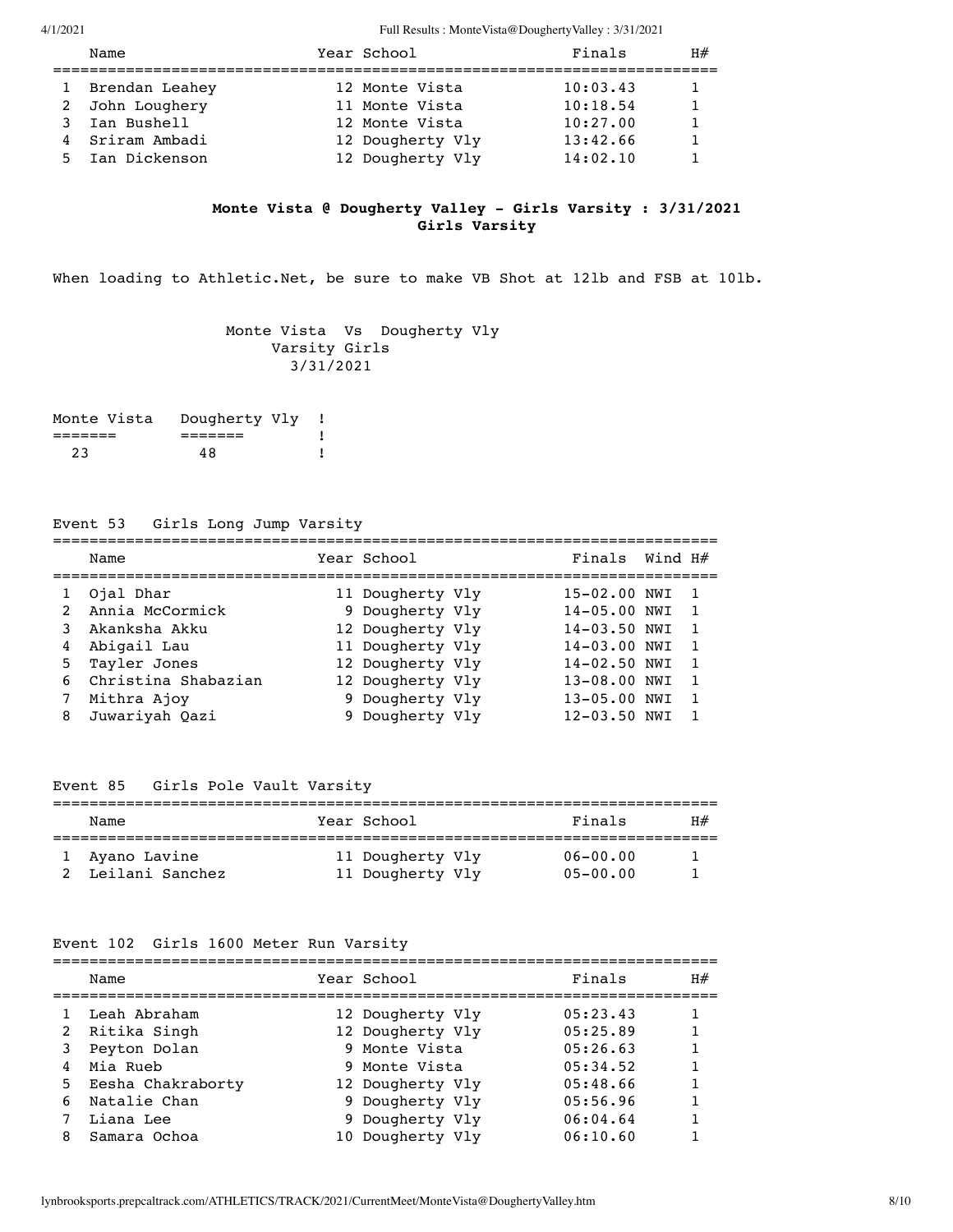|  | Name | Year | School | Finals | H# |
|---|---|---|---|---|---|
| 1 | Brendan Leahey | 12 | Monte Vista | 10:03.43 | 1 |
| 2 | John Loughery | 11 | Monte Vista | 10:18.54 | 1 |
| 3 | Ian Bushell | 12 | Monte Vista | 10:27.00 | 1 |
| 4 | Sriram Ambadi | 12 | Dougherty Vly | 13:42.66 | 1 |
| 5 | Ian Dickenson | 12 | Dougherty Vly | 14:02.10 | 1 |

## Monte Vista @ Dougherty Valley - Girls Varsity : 3/31/2021
### Girls Varsity

When loading to Athletic.Net, be sure to make VB Shot at 12lb and FSB at 10lb.

Monte Vista Vs Dougherty Vly
Varsity Girls
3/31/2021

| Monte Vista | Dougherty Vly |
|---|---|
| 23 | 48 |

Event 53 Girls Long Jump Varsity

|  | Name | Year | School | Finals | Wind | H# |
|---|---|---|---|---|---|---|
| 1 | Ojal Dhar | 11 | Dougherty Vly | 15-02.00 | NWI | 1 |
| 2 | Annia McCormick | 9 | Dougherty Vly | 14-05.00 | NWI | 1 |
| 3 | Akanksha Akku | 12 | Dougherty Vly | 14-03.50 | NWI | 1 |
| 4 | Abigail Lau | 11 | Dougherty Vly | 14-03.00 | NWI | 1 |
| 5 | Tayler Jones | 12 | Dougherty Vly | 14-02.50 | NWI | 1 |
| 6 | Christina Shabazian | 12 | Dougherty Vly | 13-08.00 | NWI | 1 |
| 7 | Mithra Ajoy | 9 | Dougherty Vly | 13-05.00 | NWI | 1 |
| 8 | Juwariyah Qazi | 9 | Dougherty Vly | 12-03.50 | NWI | 1 |

Event 85 Girls Pole Vault Varsity

|  | Name | Year | School | Finals | H# |
|---|---|---|---|---|---|
| 1 | Ayano Lavine | 11 | Dougherty Vly | 06-00.00 | 1 |
| 2 | Leilani Sanchez | 11 | Dougherty Vly | 05-00.00 | 1 |

Event 102 Girls 1600 Meter Run Varsity

|  | Name | Year | School | Finals | H# |
|---|---|---|---|---|---|
| 1 | Leah Abraham | 12 | Dougherty Vly | 05:23.43 | 1 |
| 2 | Ritika Singh | 12 | Dougherty Vly | 05:25.89 | 1 |
| 3 | Peyton Dolan | 9 | Monte Vista | 05:26.63 | 1 |
| 4 | Mia Rueb | 9 | Monte Vista | 05:34.52 | 1 |
| 5 | Eesha Chakraborty | 12 | Dougherty Vly | 05:48.66 | 1 |
| 6 | Natalie Chan | 9 | Dougherty Vly | 05:56.96 | 1 |
| 7 | Liana Lee | 9 | Dougherty Vly | 06:04.64 | 1 |
| 8 | Samara Ochoa | 10 | Dougherty Vly | 06:10.60 | 1 |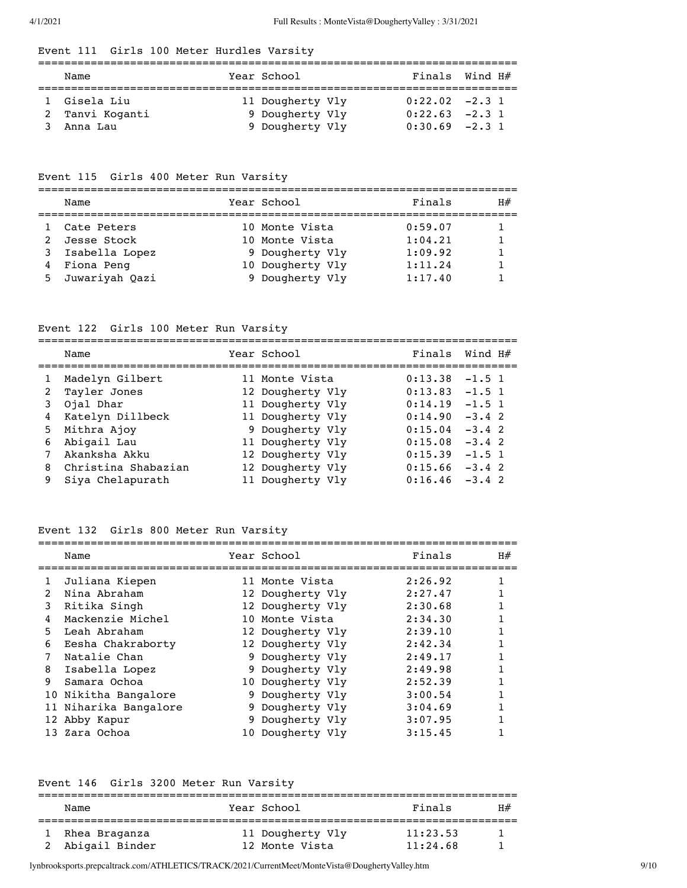### Event 111 Girls 100 Meter Hurdles Varsity

| | Name | Year | School | Finals | Wind | H# |
|---|---|---|---|---|---|---|
| 1 | Gisela Liu | 11 | Dougherty Vly | 0:22.02 | -2.3 | 1 |
| 2 | Tanvi Koganti | 9 | Dougherty Vly | 0:22.63 | -2.3 | 1 |
| 3 | Anna Lau | 9 | Dougherty Vly | 0:30.69 | -2.3 | 1 |

### Event 115 Girls 400 Meter Run Varsity

| | Name | Year | School | Finals | H# |
|---|---|---|---|---|---|
| 1 | Cate Peters | 10 | Monte Vista | 0:59.07 | 1 |
| 2 | Jesse Stock | 10 | Monte Vista | 1:04.21 | 1 |
| 3 | Isabella Lopez | 9 | Dougherty Vly | 1:09.92 | 1 |
| 4 | Fiona Peng | 10 | Dougherty Vly | 1:11.24 | 1 |
| 5 | Juwariyah Qazi | 9 | Dougherty Vly | 1:17.40 | 1 |

### Event 122 Girls 100 Meter Run Varsity

| | Name | Year | School | Finals | Wind | H# |
|---|---|---|---|---|---|---|
| 1 | Madelyn Gilbert | 11 | Monte Vista | 0:13.38 | -1.5 | 1 |
| 2 | Tayler Jones | 12 | Dougherty Vly | 0:13.83 | -1.5 | 1 |
| 3 | Ojal Dhar | 11 | Dougherty Vly | 0:14.19 | -1.5 | 1 |
| 4 | Katelyn Dillbeck | 11 | Dougherty Vly | 0:14.90 | -3.4 | 2 |
| 5 | Mithra Ajoy | 9 | Dougherty Vly | 0:15.04 | -3.4 | 2 |
| 6 | Abigail Lau | 11 | Dougherty Vly | 0:15.08 | -3.4 | 2 |
| 7 | Akanksha Akku | 12 | Dougherty Vly | 0:15.39 | -1.5 | 1 |
| 8 | Christina Shabazian | 12 | Dougherty Vly | 0:15.66 | -3.4 | 2 |
| 9 | Siya Chelapurath | 11 | Dougherty Vly | 0:16.46 | -3.4 | 2 |

### Event 132 Girls 800 Meter Run Varsity

| | Name | Year | School | Finals | H# |
|---|---|---|---|---|---|
| 1 | Juliana Kiepen | 11 | Monte Vista | 2:26.92 | 1 |
| 2 | Nina Abraham | 12 | Dougherty Vly | 2:27.47 | 1 |
| 3 | Ritika Singh | 12 | Dougherty Vly | 2:30.68 | 1 |
| 4 | Mackenzie Michel | 10 | Monte Vista | 2:34.30 | 1 |
| 5 | Leah Abraham | 12 | Dougherty Vly | 2:39.10 | 1 |
| 6 | Eesha Chakraborty | 12 | Dougherty Vly | 2:42.34 | 1 |
| 7 | Natalie Chan | 9 | Dougherty Vly | 2:49.17 | 1 |
| 8 | Isabella Lopez | 9 | Dougherty Vly | 2:49.98 | 1 |
| 9 | Samara Ochoa | 10 | Dougherty Vly | 2:52.39 | 1 |
| 10 | Nikitha Bangalore | 9 | Dougherty Vly | 3:00.54 | 1 |
| 11 | Niharika Bangalore | 9 | Dougherty Vly | 3:04.69 | 1 |
| 12 | Abby Kapur | 9 | Dougherty Vly | 3:07.95 | 1 |
| 13 | Zara Ochoa | 10 | Dougherty Vly | 3:15.45 | 1 |

### Event 146 Girls 3200 Meter Run Varsity

| | Name | Year | School | Finals | H# |
|---|---|---|---|---|---|
| 1 | Rhea Braganza | 11 | Dougherty Vly | 11:23.53 | 1 |
| 2 | Abigail Binder | 12 | Monte Vista | 11:24.68 | 1 |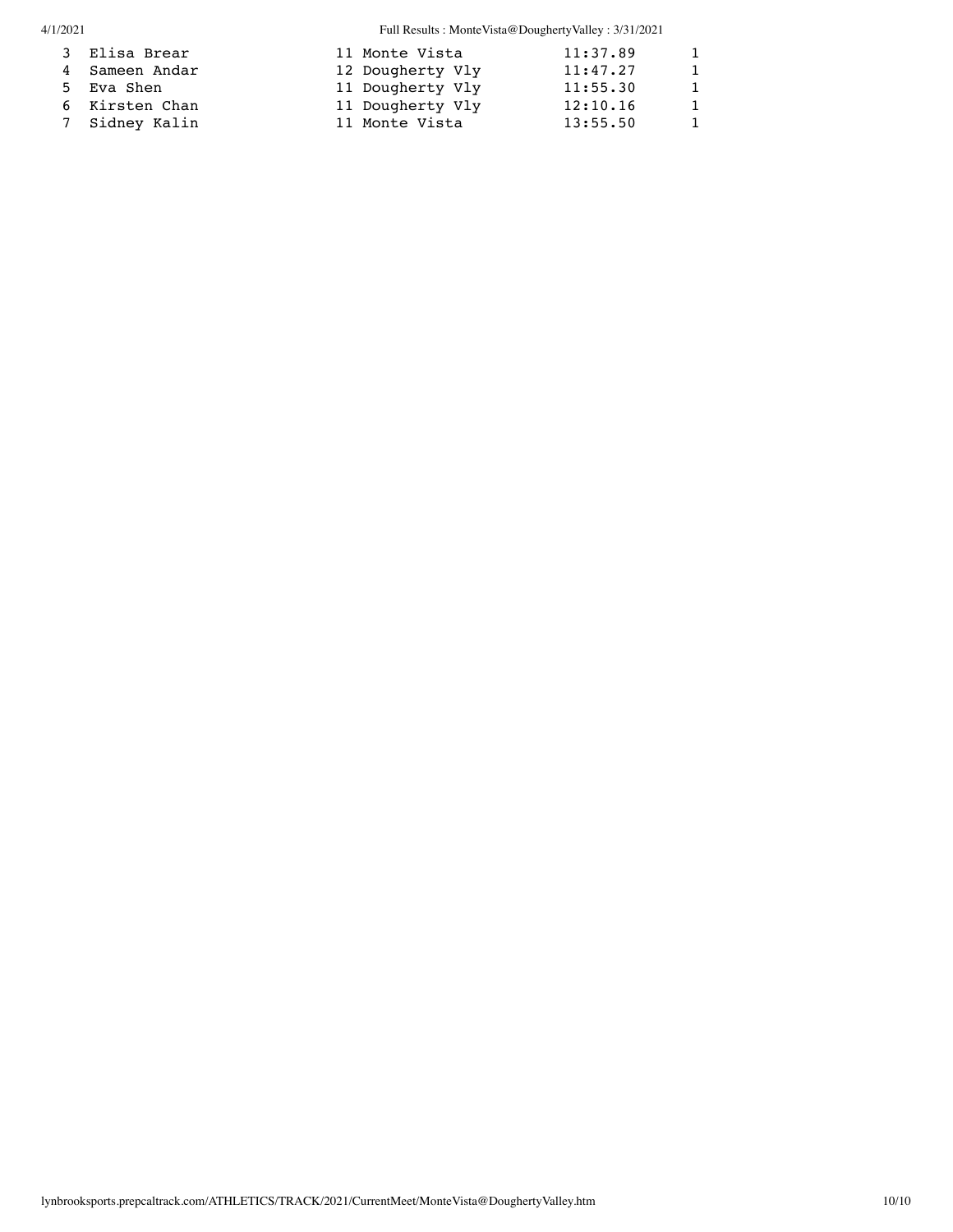| | | | | | |
|---|---|---|---|---|---|
| 3 | Elisa Brear | 11 | Monte Vista | 11:37.89 | 1 |
| 4 | Sameen Andar | 12 | Dougherty Vly | 11:47.27 | 1 |
| 5 | Eva Shen | 11 | Dougherty Vly | 11:55.30 | 1 |
| 6 | Kirsten Chan | 11 | Dougherty Vly | 12:10.16 | 1 |
| 7 | Sidney Kalin | 11 | Monte Vista | 13:55.50 | 1 |